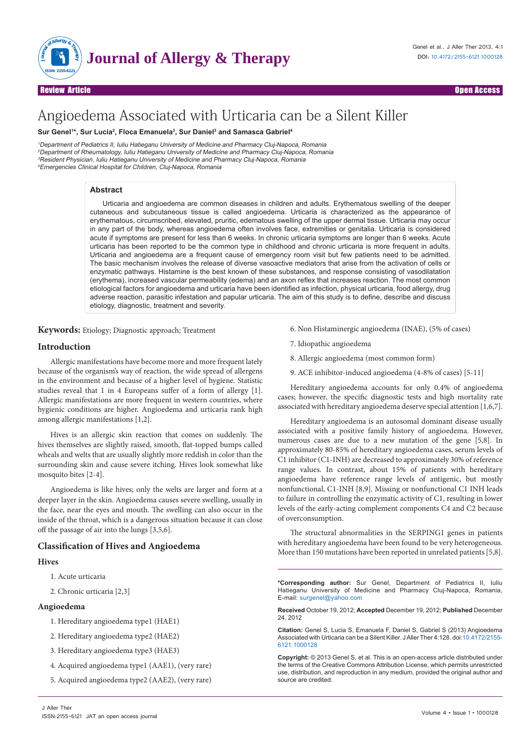Review Article · Open Access

# Angioedema Associated with Urticaria can be a Silent Killer

**Sur Genel[1]*, Sur Lucia[2], Floca Emanuela[3], Sur Daniel[3] and Samasca Gabriel[4]**

[1]Department of Pediatrics II, Iuliu Hatieganu University of Medicine and Pharmacy Cluj-Napoca, Romania
[2]Department of Rheumatology, Iuliu Hatieganu University of Medicine and Pharmacy Cluj-Napoca, Romania
[3]Resident Physician, Iuliu Hatieganu University of Medicine and Pharmacy Cluj-Napoca, Romania
[4]Emergencies Clinical Hospital for Children, Cluj-Napoca, Romania

## Abstract

Urticaria and angioedema are common diseases in children and adults. Erythematous swelling of the deeper cutaneous and subcutaneous tissue is called angioedema. Urticaria is characterized as the appearance of erythematous, circumscribed, elevated, pruritic, edematous swelling of the upper dermal tissue. Urticaria may occur in any part of the body, whereas angioedema often involves face, extremities or genitalia. Urticaria is considered acute if symptoms are present for less than 6 weeks. In chronic urticaria symptoms are longer than 6 weeks. Acute urticaria has been reported to be the common type in childhood and chronic urticaria is more frequent in adults. Urticaria and angioedema are a frequent cause of emergency room visit but few patients need to be admitted. The basic mechanism involves the release of diverse vasoactive mediators that arise from the activation of cells or enzymatic pathways. Histamine is the best known of these substances, and response consisting of vasodilatation (erythema), increased vascular permeability (edema) and an axon reflex that increases reaction. The most common etiological factors for angioedema and urticaria have been identified as infection, physical urticaria, food allergy, drug adverse reaction, parasitic infestation and papular urticaria. The aim of this study is to define, describe and discuss etiology, diagnostic, treatment and severity.

**Keywords:** Etiology; Diagnostic approach; Treatment

## Introduction

Allergic manifestations have become more and more frequent lately because of the organism's way of reaction, the wide spread of allergens in the environment and because of a higher level of hygiene. Statistic studies reveal that 1 in 4 Europeans suffer of a form of allergy [1]. Allergic manifestations are more frequent in western countries, where hygienic conditions are higher. Angioedema and urticaria rank high among allergic manifestations [1,2].

Hives is an allergic skin reaction that comes on suddenly. The hives themselves are slightly raised, smooth, flat-topped bumps called wheals and welts that are usually slightly more reddish in color than the surrounding skin and cause severe itching. Hives look somewhat like mosquito bites [2-4].

Angioedema is like hives; only the welts are larger and form at a deeper layer in the skin. Angioedema causes severe swelling, usually in the face, near the eyes and mouth. The swelling can also occur in the inside of the throat, which is a dangerous situation because it can close off the passage of air into the lungs [3,5,6].

## Classification of Hives and Angioedema

### Hives

1. Acute urticaria
2. Chronic urticaria [2,3]

### Angioedema

1. Hereditary angioedema type1 (HAE1)
2. Hereditary angioedema type2 (HAE2)
3. Hereditary angioedema type3 (HAE3)
4. Acquired angioedema type1 (AAE1), (very rare)
5. Acquired angioedema type2 (AAE2), (very rare)
6. Non Histaminergic angioedema (INAE), (5% of cases)
7. Idiopathic angioedema
8. Allergic angioedema (most common form)
9. ACE inhibitor-induced angioedema (4-8% of cases) [5-11]

Hereditary angioedema accounts for only 0.4% of angioedema cases; however, the specific diagnostic tests and high mortality rate associated with hereditary angioedema deserve special attention [1,6,7].

Hereditary angioedema is an autosomal dominant disease usually associated with a positive family history of angioedema. However, numerous cases are due to a new mutation of the gene [5,8]. In approximately 80-85% of hereditary angioedema cases, serum levels of C1 inhibitor (C1-INH) are decreased to approximately 30% of reference range values. In contrast, about 15% of patients with hereditary angioedema have reference range levels of antigenic, but mostly nonfunctional, C1-INH [8,9]. Missing or nonfunctional C1 INH leads to failure in controlling the enzymatic activity of C1, resulting in lower levels of the early-acting complement components C4 and C2 because of overconsumption.

The structural abnormalities in the SERPING1 genes in patients with hereditary angioedema have been found to be very heterogeneous. More than 150 mutations have been reported in unrelated patients [5,8].

---

***Corresponding author:** Sur Genel, Department of Pediatrics II, Iuliu Hatieganu University of Medicine and Pharmacy Cluj-Napoca, Romania, E-mail: surgenel@yahoo.com

**Received** October 19, 2012; **Accepted** December 19, 2012; **Published** December 24, 2012

**Citation:** Genel S, Lucia S, Emanuela F, Daniel S, Gabriel S (2013) Angioedema Associated with Urticaria can be a Silent Killer. J Aller Ther 4:128. doi:10.4172/2155-6121.1000128

**Copyright:** © 2013 Genel S, et al. This is an open-access article distributed under the terms of the Creative Commons Attribution License, which permits unrestricted use, distribution, and reproduction in any medium, provided the original author and source are credited.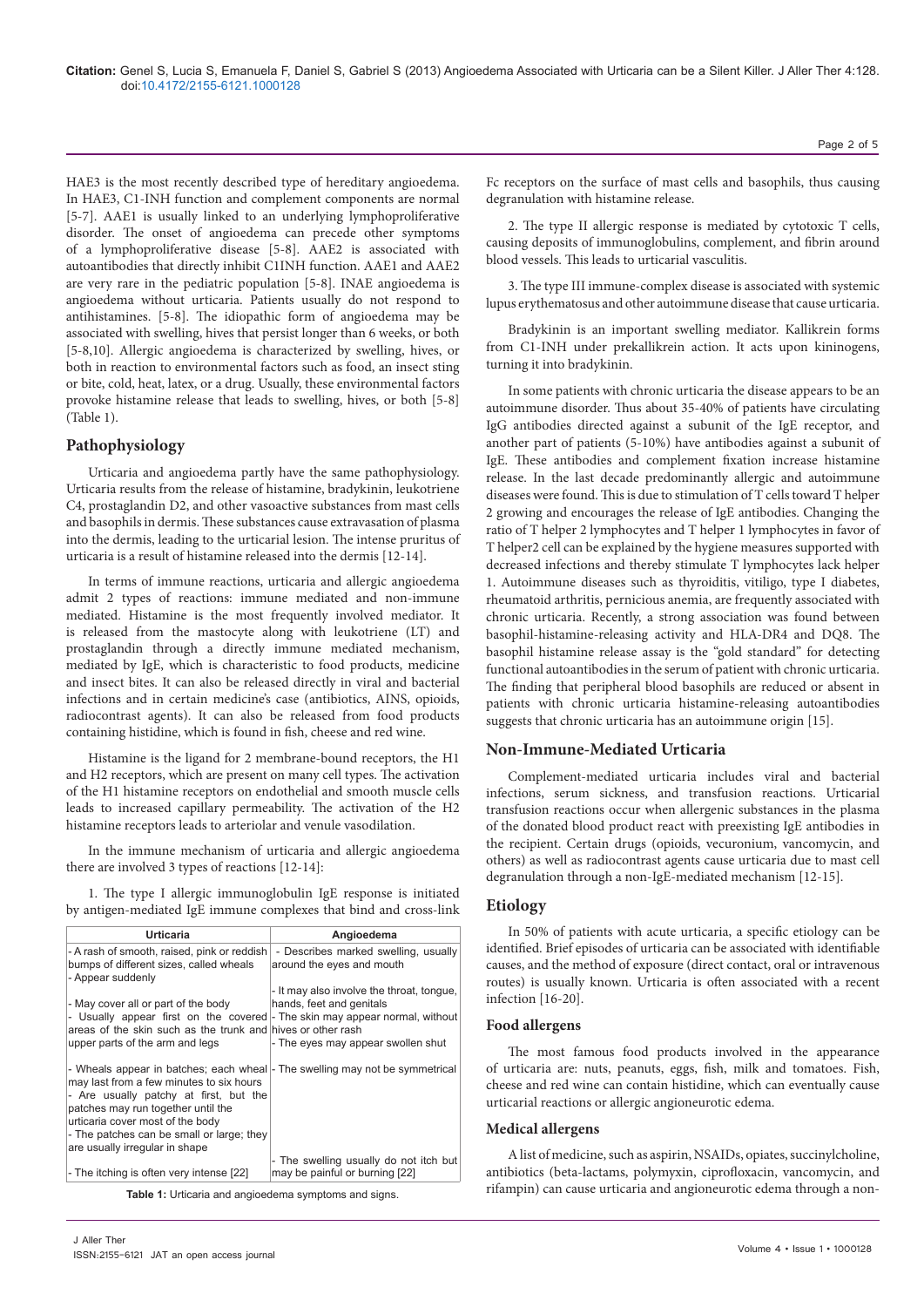HAE3 is the most recently described type of hereditary angioedema. In HAE3, C1-INH function and complement components are normal [5-7]. AAE1 is usually linked to an underlying lymphoproliferative disorder. The onset of angioedema can precede other symptoms of a lymphoproliferative disease [5-8]. AAE2 is associated with autoantibodies that directly inhibit C1INH function. AAE1 and AAE2 are very rare in the pediatric population [5-8]. INAE angioedema is angioedema without urticaria. Patients usually do not respond to antihistamines. [5-8]. The idiopathic form of angioedema may be associated with swelling, hives that persist longer than 6 weeks, or both [5-8,10]. Allergic angioedema is characterized by swelling, hives, or both in reaction to environmental factors such as food, an insect sting or bite, cold, heat, latex, or a drug. Usually, these environmental factors provoke histamine release that leads to swelling, hives, or both [5-8] (Table 1).

## Pathophysiology

Urticaria and angioedema partly have the same pathophysiology. Urticaria results from the release of histamine, bradykinin, leukotriene C4, prostaglandin D2, and other vasoactive substances from mast cells and basophils in dermis. These substances cause extravasation of plasma into the dermis, leading to the urticarial lesion. The intense pruritus of urticaria is a result of histamine released into the dermis [12-14].

In terms of immune reactions, urticaria and allergic angioedema admit 2 types of reactions: immune mediated and non-immune mediated. Histamine is the most frequently involved mediator. It is released from the mastocyte along with leukotriene (LT) and prostaglandin through a directly immune mediated mechanism, mediated by IgE, which is characteristic to food products, medicine and insect bites. It can also be released directly in viral and bacterial infections and in certain medicine's case (antibiotics, AINS, opioids, radiocontrast agents). It can also be released from food products containing histidine, which is found in fish, cheese and red wine.

Histamine is the ligand for 2 membrane-bound receptors, the H1 and H2 receptors, which are present on many cell types. The activation of the H1 histamine receptors on endothelial and smooth muscle cells leads to increased capillary permeability. The activation of the H2 histamine receptors leads to arteriolar and venule vasodilation.

In the immune mechanism of urticaria and allergic angioedema there are involved 3 types of reactions [12-14]:

1. The type I allergic immunoglobulin IgE response is initiated by antigen-mediated IgE immune complexes that bind and cross-link Fc receptors on the surface of mast cells and basophils, thus causing degranulation with histamine release.

2. The type II allergic response is mediated by cytotoxic T cells, causing deposits of immunoglobulins, complement, and fibrin around blood vessels. This leads to urticarial vasculitis.

3. The type III immune-complex disease is associated with systemic lupus erythematosus and other autoimmune disease that cause urticaria.

| Urticaria | Angioedema |
|---|---|
| - A rash of smooth, raised, pink or reddish bumps of different sizes, called wheals<br>- Appear suddenly | - Describes marked swelling, usually around the eyes and mouth |
| - May cover all or part of the body<br>- Usually appear first on the covered areas of the skin such as the trunk and upper parts of the arm and legs | - It may also involve the throat, tongue, hands, feet and genitals<br>- The skin may appear normal, without hives or other rash<br>- The eyes may appear swollen shut |
| - Wheals appear in batches; each wheal may last from a few minutes to six hours<br>- Are usually patchy at first, but the patches may run together until the urticaria cover most of the body<br>- The patches can be small or large; they are usually irregular in shape | - The swelling may not be symmetrical |
| - The itching is often very intense [22] | - The swelling usually do not itch but may be painful or burning [22] |

**Table 1:** Urticaria and angioedema symptoms and signs.

Bradykinin is an important swelling mediator. Kallikrein forms from C1-INH under prekallikrein action. It acts upon kininogens, turning it into bradykinin.

In some patients with chronic urticaria the disease appears to be an autoimmune disorder. Thus about 35-40% of patients have circulating IgG antibodies directed against a subunit of the IgE receptor, and another part of patients (5-10%) have antibodies against a subunit of IgE. These antibodies and complement fixation increase histamine release. In the last decade predominantly allergic and autoimmune diseases were found. This is due to stimulation of T cells toward T helper 2 growing and encourages the release of IgE antibodies. Changing the ratio of T helper 2 lymphocytes and T helper 1 lymphocytes in favor of T helper2 cell can be explained by the hygiene measures supported with decreased infections and thereby stimulate T lymphocytes lack helper 1. Autoimmune diseases such as thyroiditis, vitiligo, type I diabetes, rheumatoid arthritis, pernicious anemia, are frequently associated with chronic urticaria. Recently, a strong association was found between basophil-histamine-releasing activity and HLA-DR4 and DQ8. The basophil histamine release assay is the "gold standard" for detecting functional autoantibodies in the serum of patient with chronic urticaria. The finding that peripheral blood basophils are reduced or absent in patients with chronic urticaria histamine-releasing autoantibodies suggests that chronic urticaria has an autoimmune origin [15].

## Non-Immune-Mediated Urticaria

Complement-mediated urticaria includes viral and bacterial infections, serum sickness, and transfusion reactions. Urticarial transfusion reactions occur when allergenic substances in the plasma of the donated blood product react with preexisting IgE antibodies in the recipient. Certain drugs (opioids, vecuronium, vancomycin, and others) as well as radiocontrast agents cause urticaria due to mast cell degranulation through a non-IgE-mediated mechanism [12-15].

## Etiology

In 50% of patients with acute urticaria, a specific etiology can be identified. Brief episodes of urticaria can be associated with identifiable causes, and the method of exposure (direct contact, oral or intravenous routes) is usually known. Urticaria is often associated with a recent infection [16-20].

### Food allergens

The most famous food products involved in the appearance of urticaria are: nuts, peanuts, eggs, fish, milk and tomatoes. Fish, cheese and red wine can contain histidine, which can eventually cause urticarial reactions or allergic angioneurotic edema.

### Medical allergens

A list of medicine, such as aspirin, NSAIDs, opiates, succinylcholine, antibiotics (beta-lactams, polymyxin, ciprofloxacin, vancomycin, and rifampin) can cause urticaria and angioneurotic edema through a non-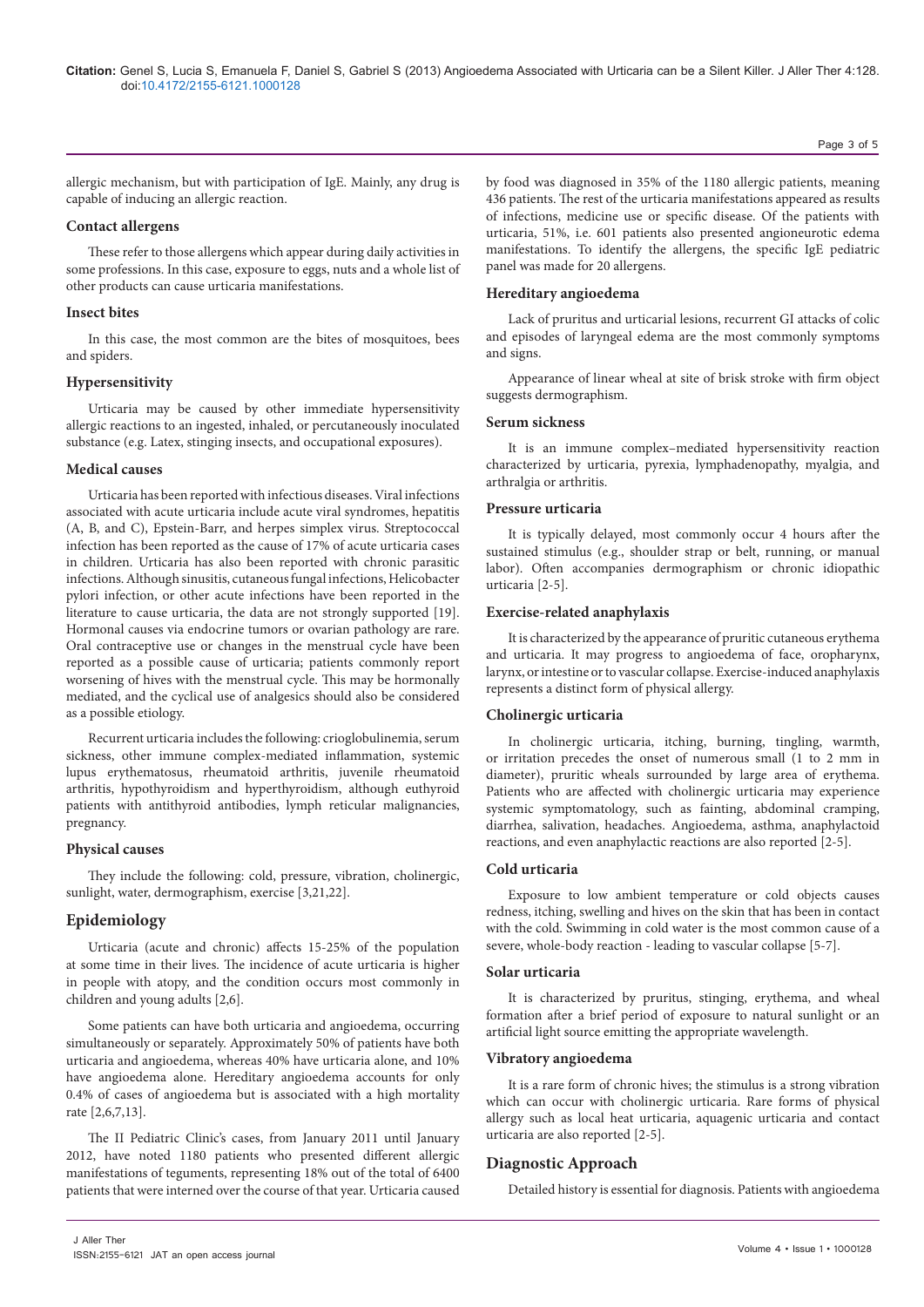allergic mechanism, but with participation of IgE. Mainly, any drug is capable of inducing an allergic reaction.

### Contact allergens

These refer to those allergens which appear during daily activities in some professions. In this case, exposure to eggs, nuts and a whole list of other products can cause urticaria manifestations.

### Insect bites

In this case, the most common are the bites of mosquitoes, bees and spiders.

### Hypersensitivity

Urticaria may be caused by other immediate hypersensitivity allergic reactions to an ingested, inhaled, or percutaneously inoculated substance (e.g. Latex, stinging insects, and occupational exposures).

### Medical causes

Urticaria has been reported with infectious diseases. Viral infections associated with acute urticaria include acute viral syndromes, hepatitis (A, B, and C), Epstein-Barr, and herpes simplex virus. Streptococcal infection has been reported as the cause of 17% of acute urticaria cases in children. Urticaria has also been reported with chronic parasitic infections. Although sinusitis, cutaneous fungal infections, Helicobacter pylori infection, or other acute infections have been reported in the literature to cause urticaria, the data are not strongly supported [19]. Hormonal causes via endocrine tumors or ovarian pathology are rare. Oral contraceptive use or changes in the menstrual cycle have been reported as a possible cause of urticaria; patients commonly report worsening of hives with the menstrual cycle. This may be hormonally mediated, and the cyclical use of analgesics should also be considered as a possible etiology.

Recurrent urticaria includes the following: crioglobulinemia, serum sickness, other immune complex-mediated inflammation, systemic lupus erythematosus, rheumatoid arthritis, juvenile rheumatoid arthritis, hypothyroidism and hyperthyroidism, although euthyroid patients with antithyroid antibodies, lymph reticular malignancies, pregnancy.

### Physical causes

They include the following: cold, pressure, vibration, cholinergic, sunlight, water, dermographism, exercise [3,21,22].

## Epidemiology

Urticaria (acute and chronic) affects 15-25% of the population at some time in their lives. The incidence of acute urticaria is higher in people with atopy, and the condition occurs most commonly in children and young adults [2,6].

Some patients can have both urticaria and angioedema, occurring simultaneously or separately. Approximately 50% of patients have both urticaria and angioedema, whereas 40% have urticaria alone, and 10% have angioedema alone. Hereditary angioedema accounts for only 0.4% of cases of angioedema but is associated with a high mortality rate [2,6,7,13].

The II Pediatric Clinic's cases, from January 2011 until January 2012, have noted 1180 patients who presented different allergic manifestations of teguments, representing 18% out of the total of 6400 patients that were interned over the course of that year. Urticaria caused by food was diagnosed in 35% of the 1180 allergic patients, meaning 436 patients. The rest of the urticaria manifestations appeared as results of infections, medicine use or specific disease. Of the patients with urticaria, 51%, i.e. 601 patients also presented angioneurotic edema manifestations. To identify the allergens, the specific IgE pediatric panel was made for 20 allergens.

### Hereditary angioedema

Lack of pruritus and urticarial lesions, recurrent GI attacks of colic and episodes of laryngeal edema are the most commonly symptoms and signs.

Appearance of linear wheal at site of brisk stroke with firm object suggests dermographism.

### Serum sickness

It is an immune complex–mediated hypersensitivity reaction characterized by urticaria, pyrexia, lymphadenopathy, myalgia, and arthralgia or arthritis.

### Pressure urticaria

It is typically delayed, most commonly occur 4 hours after the sustained stimulus (e.g., shoulder strap or belt, running, or manual labor). Often accompanies dermographism or chronic idiopathic urticaria [2-5].

### Exercise-related anaphylaxis

It is characterized by the appearance of pruritic cutaneous erythema and urticaria. It may progress to angioedema of face, oropharynx, larynx, or intestine or to vascular collapse. Exercise-induced anaphylaxis represents a distinct form of physical allergy.

### Cholinergic urticaria

In cholinergic urticaria, itching, burning, tingling, warmth, or irritation precedes the onset of numerous small (1 to 2 mm in diameter), pruritic wheals surrounded by large area of erythema. Patients who are affected with cholinergic urticaria may experience systemic symptomatology, such as fainting, abdominal cramping, diarrhea, salivation, headaches. Angioedema, asthma, anaphylactoid reactions, and even anaphylactic reactions are also reported [2-5].

### Cold urticaria

Exposure to low ambient temperature or cold objects causes redness, itching, swelling and hives on the skin that has been in contact with the cold. Swimming in cold water is the most common cause of a severe, whole-body reaction - leading to vascular collapse [5-7].

### Solar urticaria

It is characterized by pruritus, stinging, erythema, and wheal formation after a brief period of exposure to natural sunlight or an artificial light source emitting the appropriate wavelength.

### Vibratory angioedema

It is a rare form of chronic hives; the stimulus is a strong vibration which can occur with cholinergic urticaria. Rare forms of physical allergy such as local heat urticaria, aquagenic urticaria and contact urticaria are also reported [2-5].

## Diagnostic Approach

Detailed history is essential for diagnosis. Patients with angioedema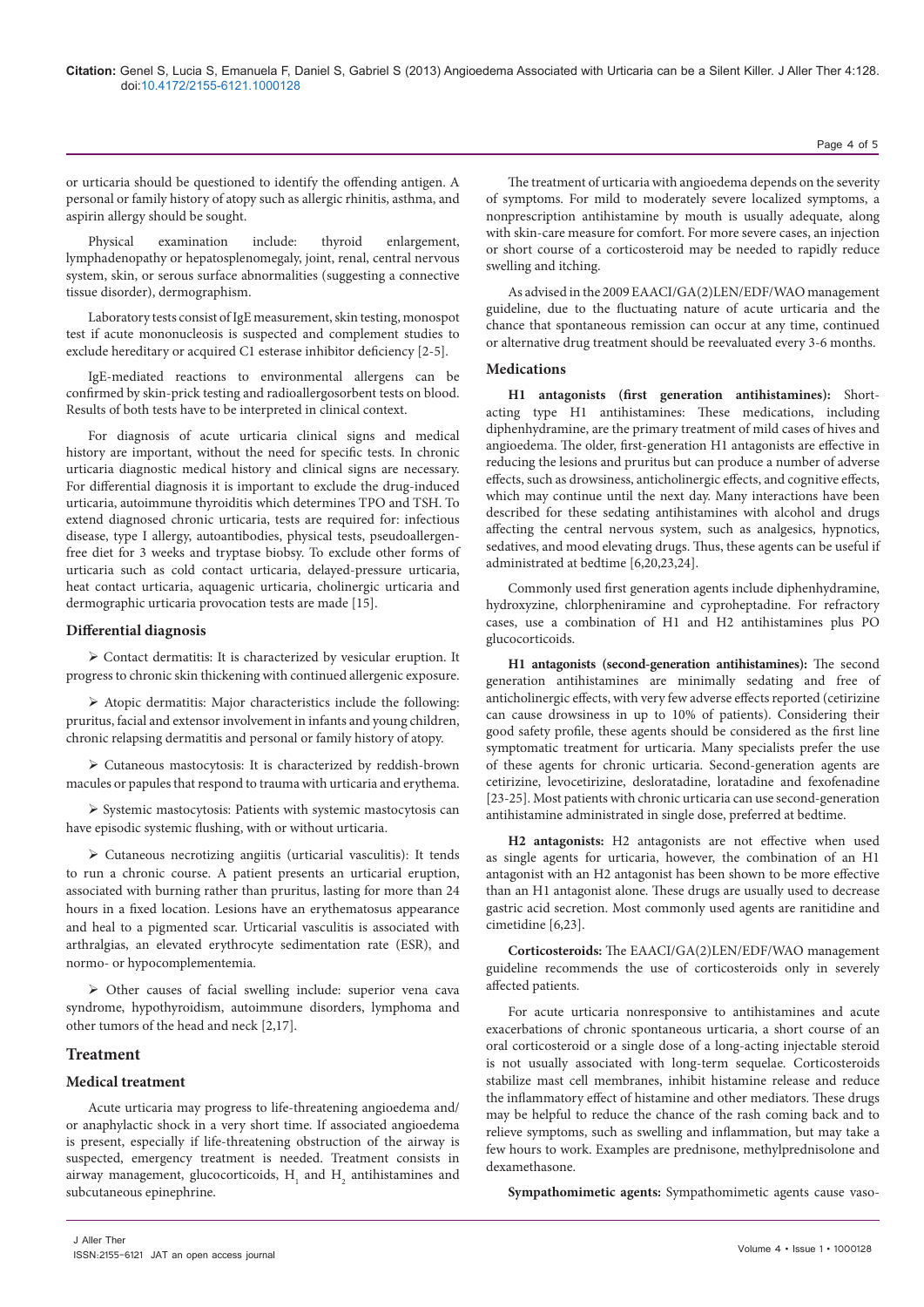or urticaria should be questioned to identify the offending antigen. A personal or family history of atopy such as allergic rhinitis, asthma, and aspirin allergy should be sought.

Physical examination include: thyroid enlargement, lymphadenopathy or hepatosplenomegaly, joint, renal, central nervous system, skin, or serous surface abnormalities (suggesting a connective tissue disorder), dermographism.

Laboratory tests consist of IgE measurement, skin testing, monospot test if acute mononucleosis is suspected and complement studies to exclude hereditary or acquired C1 esterase inhibitor deficiency [2-5].

IgE-mediated reactions to environmental allergens can be confirmed by skin-prick testing and radioallergosorbent tests on blood. Results of both tests have to be interpreted in clinical context.

For diagnosis of acute urticaria clinical signs and medical history are important, without the need for specific tests. In chronic urticaria diagnostic medical history and clinical signs are necessary. For differential diagnosis it is important to exclude the drug-induced urticaria, autoimmune thyroiditis which determines TPO and TSH. To extend diagnosed chronic urticaria, tests are required for: infectious disease, type I allergy, autoantibodies, physical tests, pseudoallergen-free diet for 3 weeks and tryptase biobsy. To exclude other forms of urticaria such as cold contact urticaria, delayed-pressure urticaria, heat contact urticaria, aquagenic urticaria, cholinergic urticaria and dermographic urticaria provocation tests are made [15].

### Differential diagnosis

- Contact dermatitis: It is characterized by vesicular eruption. It progress to chronic skin thickening with continued allergenic exposure.
- Atopic dermatitis: Major characteristics include the following: pruritus, facial and extensor involvement in infants and young children, chronic relapsing dermatitis and personal or family history of atopy.
- Cutaneous mastocytosis: It is characterized by reddish-brown macules or papules that respond to trauma with urticaria and erythema.
- Systemic mastocytosis: Patients with systemic mastocytosis can have episodic systemic flushing, with or without urticaria.
- Cutaneous necrotizing angiitis (urticarial vasculitis): It tends to run a chronic course. A patient presents an urticarial eruption, associated with burning rather than pruritus, lasting for more than 24 hours in a fixed location. Lesions have an erythematosus appearance and heal to a pigmented scar. Urticarial vasculitis is associated with arthralgias, an elevated erythrocyte sedimentation rate (ESR), and normo- or hypocomplementemia.
- Other causes of facial swelling include: superior vena cava syndrome, hypothyroidism, autoimmune disorders, lymphoma and other tumors of the head and neck [2,17].

## Treatment

### Medical treatment

Acute urticaria may progress to life-threatening angioedema and/or anaphylactic shock in a very short time. If associated angioedema is present, especially if life-threatening obstruction of the airway is suspected, emergency treatment is needed. Treatment consists in airway management, glucocorticoids, $H_1$ and $H_2$ antihistamines and subcutaneous epinephrine.

The treatment of urticaria with angioedema depends on the severity of symptoms. For mild to moderately severe localized symptoms, a nonprescription antihistamine by mouth is usually adequate, along with skin-care measure for comfort. For more severe cases, an injection or short course of a corticosteroid may be needed to rapidly reduce swelling and itching.

As advised in the 2009 EAACI/GA(2)LEN/EDF/WAO management guideline, due to the fluctuating nature of acute urticaria and the chance that spontaneous remission can occur at any time, continued or alternative drug treatment should be reevaluated every 3-6 months.

### Medications

**H1 antagonists (first generation antihistamines):** Short-acting type H1 antihistamines: These medications, including diphenhydramine, are the primary treatment of mild cases of hives and angioedema. The older, first-generation H1 antagonists are effective in reducing the lesions and pruritus but can produce a number of adverse effects, such as drowsiness, anticholinergic effects, and cognitive effects, which may continue until the next day. Many interactions have been described for these sedating antihistamines with alcohol and drugs affecting the central nervous system, such as analgesics, hypnotics, sedatives, and mood elevating drugs. Thus, these agents can be useful if administrated at bedtime [6,20,23,24].

Commonly used first generation agents include diphenhydramine, hydroxyzine, chlorpheniramine and cyproheptadine. For refractory cases, use a combination of H1 and H2 antihistamines plus PO glucocorticoids.

**H1 antagonists (second-generation antihistamines):** The second generation antihistamines are minimally sedating and free of anticholinergic effects, with very few adverse effects reported (cetirizine can cause drowsiness in up to 10% of patients). Considering their good safety profile, these agents should be considered as the first line symptomatic treatment for urticaria. Many specialists prefer the use of these agents for chronic urticaria. Second-generation agents are cetirizine, levocetirizine, desloratadine, loratadine and fexofenadine [23-25]. Most patients with chronic urticaria can use second-generation antihistamine administrated in single dose, preferred at bedtime.

**H2 antagonists:** H2 antagonists are not effective when used as single agents for urticaria, however, the combination of an H1 antagonist with an H2 antagonist has been shown to be more effective than an H1 antagonist alone. These drugs are usually used to decrease gastric acid secretion. Most commonly used agents are ranitidine and cimetidine [6,23].

**Corticosteroids:** The EAACI/GA(2)LEN/EDF/WAO management guideline recommends the use of corticosteroids only in severely affected patients.

For acute urticaria nonresponsive to antihistamines and acute exacerbations of chronic spontaneous urticaria, a short course of an oral corticosteroid or a single dose of a long-acting injectable steroid is not usually associated with long-term sequelae. Corticosteroids stabilize mast cell membranes, inhibit histamine release and reduce the inflammatory effect of histamine and other mediators. These drugs may be helpful to reduce the chance of the rash coming back and to relieve symptoms, such as swelling and inflammation, but may take a few hours to work. Examples are prednisone, methylprednisolone and dexamethasone.

**Sympathomimetic agents:** Sympathomimetic agents cause vaso-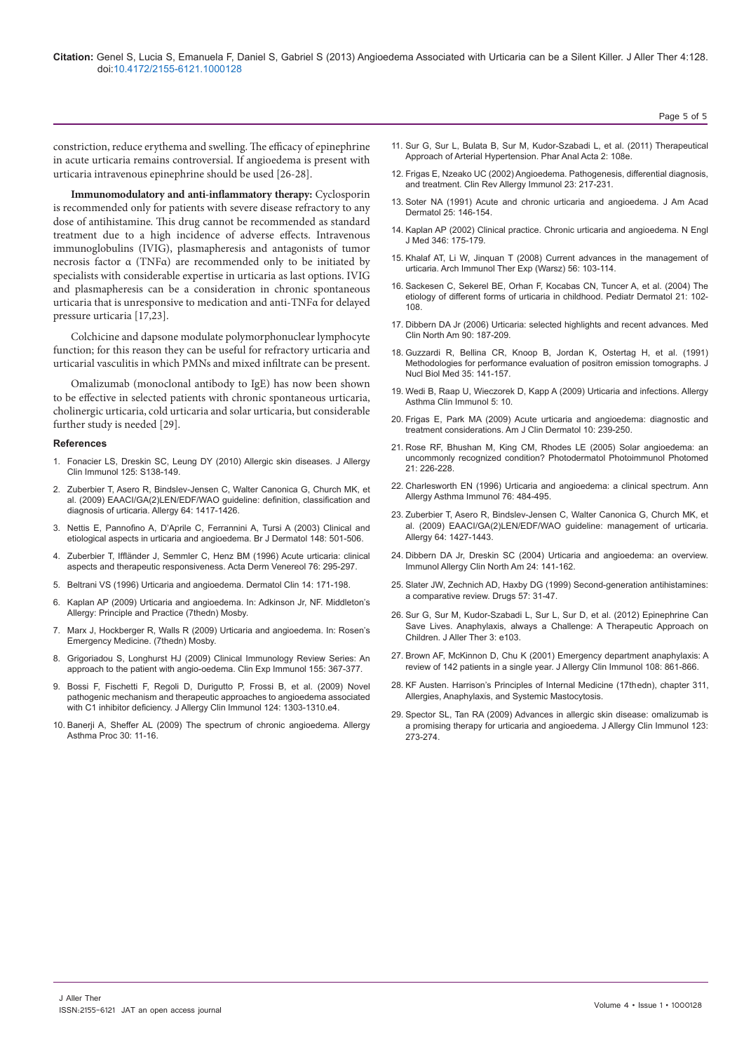constriction, reduce erythema and swelling. The efficacy of epinephrine in acute urticaria remains controversial. If angioedema is present with urticaria intravenous epinephrine should be used [26-28].

**Immunomodulatory and anti-inflammatory therapy:** Cyclosporin is recommended only for patients with severe disease refractory to any dose of antihistamine. This drug cannot be recommended as standard treatment due to a high incidence of adverse effects. Intravenous immunoglobulins (IVIG), plasmapheresis and antagonists of tumor necrosis factor α (TNFα) are recommended only to be initiated by specialists with considerable expertise in urticaria as last options. IVIG and plasmapheresis can be a consideration in chronic spontaneous urticaria that is unresponsive to medication and anti-TNFα for delayed pressure urticaria [17,23].

Colchicine and dapsone modulate polymorphonuclear lymphocyte function; for this reason they can be useful for refractory urticaria and urticarial vasculitis in which PMNs and mixed infiltrate can be present.

Omalizumab (monoclonal antibody to IgE) has now been shown to be effective in selected patients with chronic spontaneous urticaria, cholinergic urticaria, cold urticaria and solar urticaria, but considerable further study is needed [29].

## References

1. Fonacier LS, Dreskin SC, Leung DY (2010) Allergic skin diseases. J Allergy Clin Immunol 125: S138-149.
2. Zuberbier T, Asero R, Bindslev-Jensen C, Walter Canonica G, Church MK, et al. (2009) EAACI/GA(2)LEN/EDF/WAO guideline: definition, classification and diagnosis of urticaria. Allergy 64: 1417-1426.
3. Nettis E, Pannofino A, D'Aprile C, Ferrannini A, Tursi A (2003) Clinical and etiological aspects in urticaria and angioedema. Br J Dermatol 148: 501-506.
4. Zuberbier T, Iffländer J, Semmler C, Henz BM (1996) Acute urticaria: clinical aspects and therapeutic responsiveness. Acta Derm Venereol 76: 295-297.
5. Beltrani VS (1996) Urticaria and angioedema. Dermatol Clin 14: 171-198.
6. Kaplan AP (2009) Urticaria and angioedema. In: Adkinson Jr, NF. Middleton's Allergy: Principle and Practice (7thedn) Mosby.
7. Marx J, Hockberger R, Walls R (2009) Urticaria and angioedema. In: Rosen's Emergency Medicine. (7thedn) Mosby.
8. Grigoriadou S, Longhurst HJ (2009) Clinical Immunology Review Series: An approach to the patient with angio-oedema. Clin Exp Immunol 155: 367-377.
9. Bossi F, Fischetti F, Regoli D, Durigutto P, Frossi B, et al. (2009) Novel pathogenic mechanism and therapeutic approaches to angioedema associated with C1 inhibitor deficiency. J Allergy Clin Immunol 124: 1303-1310.e4.
10. Banerji A, Sheffer AL (2009) The spectrum of chronic angioedema. Allergy Asthma Proc 30: 11-16.
11. Sur G, Sur L, Bulata B, Sur M, Kudor-Szabadi L, et al. (2011) Therapeutical Approach of Arterial Hypertension. Phar Anal Acta 2: 108e.
12. Frigas E, Nzeako UC (2002) Angioedema. Pathogenesis, differential diagnosis, and treatment. Clin Rev Allergy Immunol 23: 217-231.
13. Soter NA (1991) Acute and chronic urticaria and angioedema. J Am Acad Dermatol 25: 146-154.
14. Kaplan AP (2002) Clinical practice. Chronic urticaria and angioedema. N Engl J Med 346: 175-179.
15. Khalaf AT, Li W, Jinquan T (2008) Current advances in the management of urticaria. Arch Immunol Ther Exp (Warsz) 56: 103-114.
16. Sackesen C, Sekerel BE, Orhan F, Kocabas CN, Tuncer A, et al. (2004) The etiology of different forms of urticaria in childhood. Pediatr Dermatol 21: 102-108.
17. Dibbern DA Jr (2006) Urticaria: selected highlights and recent advances. Med Clin North Am 90: 187-209.
18. Guzzardi R, Bellina CR, Knoop B, Jordan K, Ostertag H, et al. (1991) Methodologies for performance evaluation of positron emission tomographs. J Nucl Biol Med 35: 141-157.
19. Wedi B, Raap U, Wieczorek D, Kapp A (2009) Urticaria and infections. Allergy Asthma Clin Immunol 5: 10.
20. Frigas E, Park MA (2009) Acute urticaria and angioedema: diagnostic and treatment considerations. Am J Clin Dermatol 10: 239-250.
21. Rose RF, Bhushan M, King CM, Rhodes LE (2005) Solar angioedema: an uncommonly recognized condition? Photodermatol Photoimmunol Photomed 21: 226-228.
22. Charlesworth EN (1996) Urticaria and angioedema: a clinical spectrum. Ann Allergy Asthma Immunol 76: 484-495.
23. Zuberbier T, Asero R, Bindslev-Jensen C, Walter Canonica G, Church MK, et al. (2009) EAACI/GA(2)LEN/EDF/WAO guideline: management of urticaria. Allergy 64: 1427-1443.
24. Dibbern DA Jr, Dreskin SC (2004) Urticaria and angioedema: an overview. Immunol Allergy Clin North Am 24: 141-162.
25. Slater JW, Zechnich AD, Haxby DG (1999) Second-generation antihistamines: a comparative review. Drugs 57: 31-47.
26. Sur G, Sur M, Kudor-Szabadi L, Sur L, Sur D, et al. (2012) Epinephrine Can Save Lives. Anaphylaxis, always a Challenge: A Therapeutic Approach on Children. J Aller Ther 3: e103.
27. Brown AF, McKinnon D, Chu K (2001) Emergency department anaphylaxis: A review of 142 patients in a single year. J Allergy Clin Immunol 108: 861-866.
28. KF Austen. Harrison's Principles of Internal Medicine (17thedn), chapter 311, Allergies, Anaphylaxis, and Systemic Mastocytosis.
29. Spector SL, Tan RA (2009) Advances in allergic skin disease: omalizumab is a promising therapy for urticaria and angioedema. J Allergy Clin Immunol 123: 273-274.